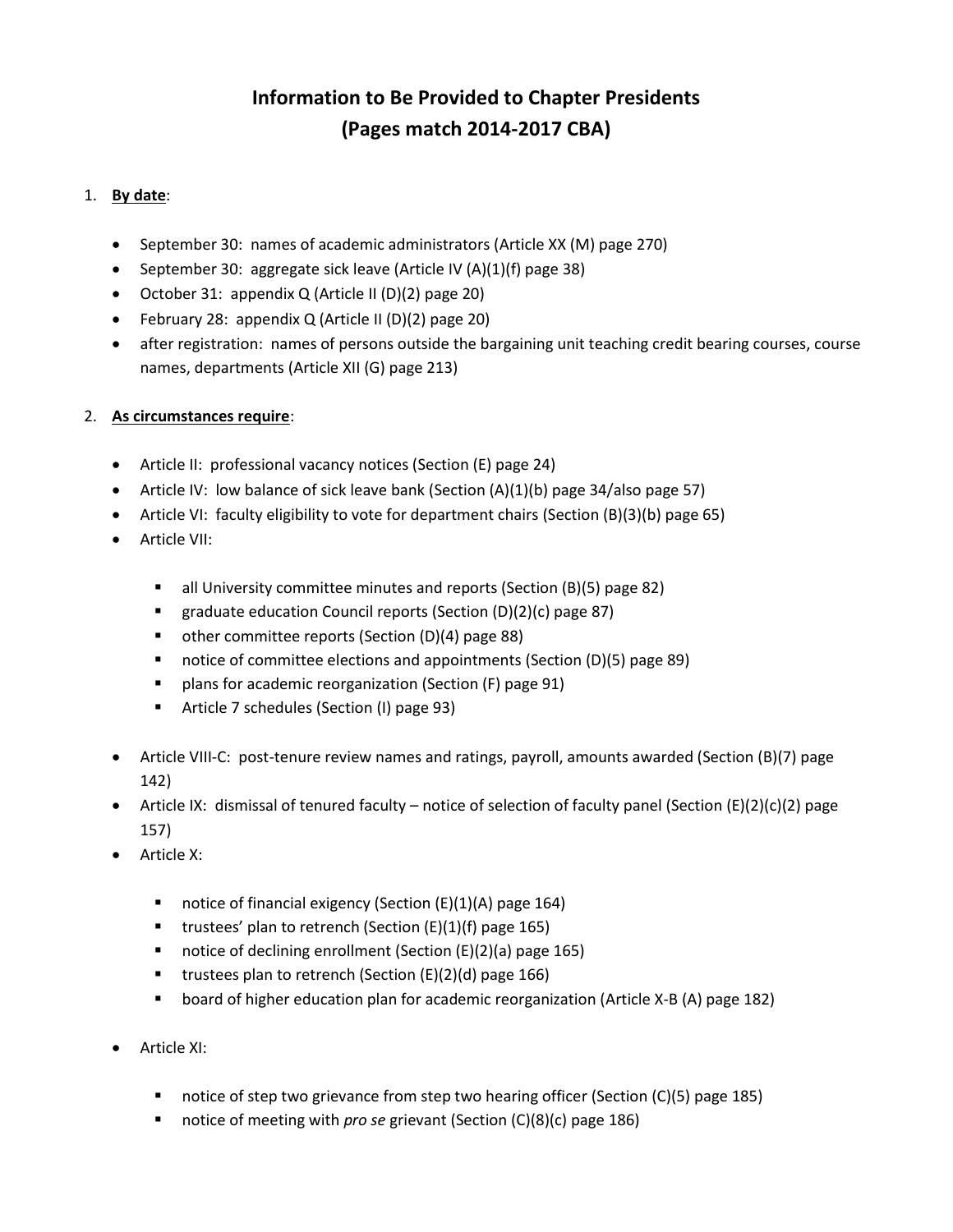# Information to Be Provided to Chapter Presidents
# (Pages match 2014-2017 CBA)

1. **By date**:

   - September 30: names of academic administrators (Article XX (M) page 270)
   - September 30: aggregate sick leave (Article IV (A)(1)(f) page 38)
   - October 31: appendix Q (Article II (D)(2) page 20)
   - February 28: appendix Q (Article II (D)(2) page 20)
   - after registration: names of persons outside the bargaining unit teaching credit bearing courses, course names, departments (Article XII (G) page 213)

2. **As circumstances require**:

   - Article II: professional vacancy notices (Section (E) page 24)
   - Article IV: low balance of sick leave bank (Section (A)(1)(b) page 34/also page 57)
   - Article VI: faculty eligibility to vote for department chairs (Section (B)(3)(b) page 65)
   - Article VII:
     - all University committee minutes and reports (Section (B)(5) page 82)
     - graduate education Council reports (Section (D)(2)(c) page 87)
     - other committee reports (Section (D)(4) page 88)
     - notice of committee elections and appointments (Section (D)(5) page 89)
     - plans for academic reorganization (Section (F) page 91)
     - Article 7 schedules (Section (I) page 93)
   - Article VIII-C: post-tenure review names and ratings, payroll, amounts awarded (Section (B)(7) page 142)
   - Article IX: dismissal of tenured faculty – notice of selection of faculty panel (Section (E)(2)(c)(2) page 157)
   - Article X:
     - notice of financial exigency (Section (E)(1)(A) page 164)
     - trustees' plan to retrench (Section (E)(1)(f) page 165)
     - notice of declining enrollment (Section (E)(2)(a) page 165)
     - trustees plan to retrench (Section (E)(2)(d) page 166)
     - board of higher education plan for academic reorganization (Article X-B (A) page 182)
   - Article XI:
     - notice of step two grievance from step two hearing officer (Section (C)(5) page 185)
     - notice of meeting with *pro se* grievant (Section (C)(8)(c) page 186)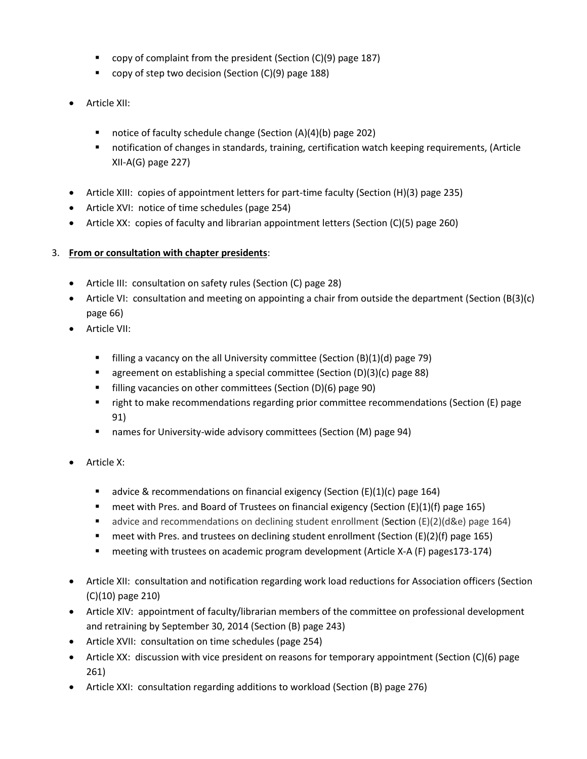- copy of complaint from the president (Section (C)(9) page 187)
    - copy of step two decision (Section (C)(9) page 188)

- Article XII:

    - notice of faculty schedule change (Section (A)(4)(b) page 202)
    - notification of changes in standards, training, certification watch keeping requirements, (Article XII-A(G) page 227)

- Article XIII: copies of appointment letters for part-time faculty (Section (H)(3) page 235)
- Article XVI: notice of time schedules (page 254)
- Article XX: copies of faculty and librarian appointment letters (Section (C)(5) page 260)

3. **From or consultation with chapter presidents**:

- Article III: consultation on safety rules (Section (C) page 28)
- Article VI: consultation and meeting on appointing a chair from outside the department (Section (B(3)(c) page 66)
- Article VII:

    - filling a vacancy on the all University committee (Section (B)(1)(d) page 79)
    - agreement on establishing a special committee (Section (D)(3)(c) page 88)
    - filling vacancies on other committees (Section (D)(6) page 90)
    - right to make recommendations regarding prior committee recommendations (Section (E) page 91)
    - names for University-wide advisory committees (Section (M) page 94)

- Article X:

    - advice & recommendations on financial exigency (Section (E)(1)(c) page 164)
    - meet with Pres. and Board of Trustees on financial exigency (Section (E)(1)(f) page 165)
    - advice and recommendations on declining student enrollment (Section (E)(2)(d&e) page 164)
    - meet with Pres. and trustees on declining student enrollment (Section (E)(2)(f) page 165)
    - meeting with trustees on academic program development (Article X-A (F) pages173-174)

- Article XII: consultation and notification regarding work load reductions for Association officers (Section (C)(10) page 210)
- Article XIV: appointment of faculty/librarian members of the committee on professional development and retraining by September 30, 2014 (Section (B) page 243)
- Article XVII: consultation on time schedules (page 254)
- Article XX: discussion with vice president on reasons for temporary appointment (Section (C)(6) page 261)
- Article XXI: consultation regarding additions to workload (Section (B) page 276)